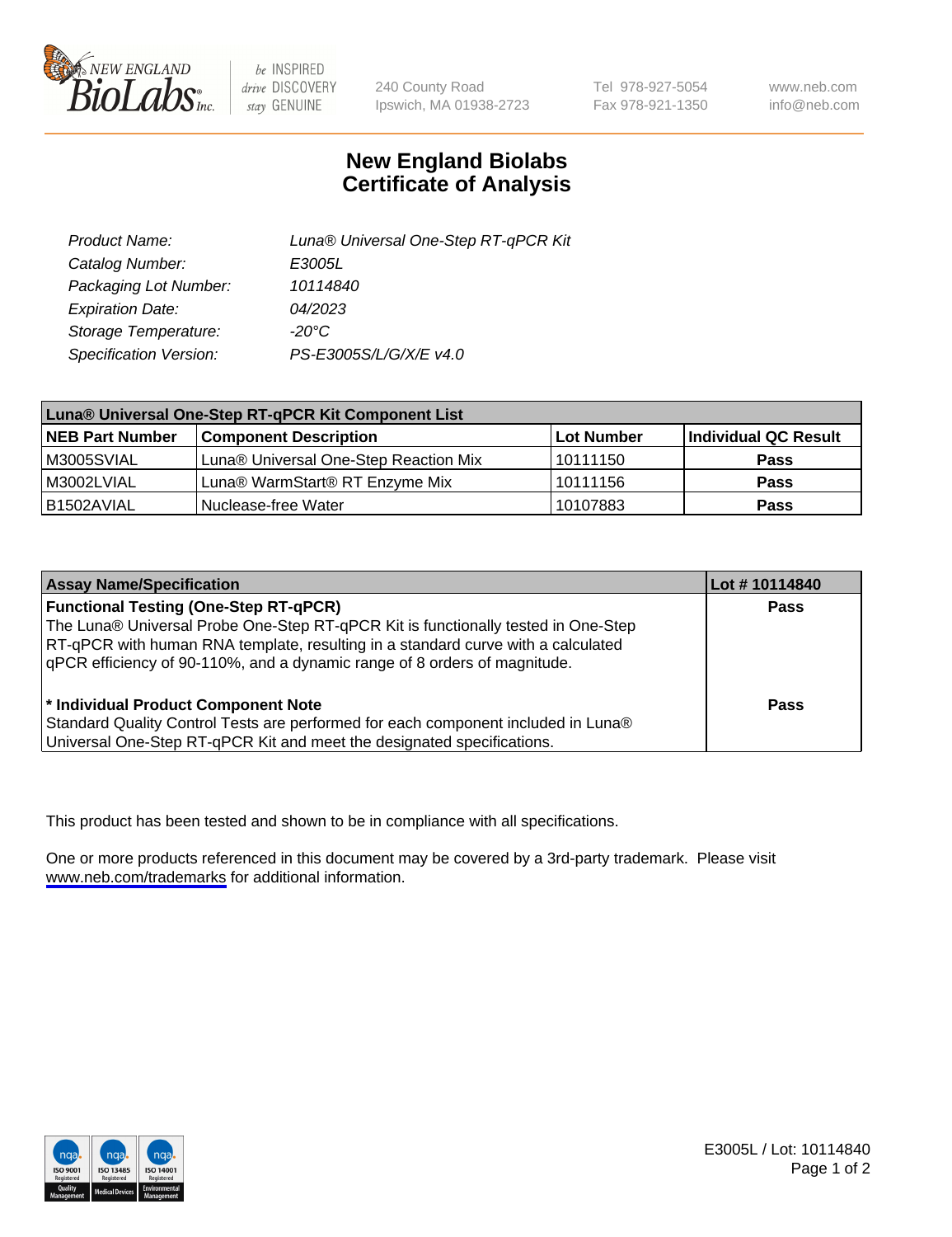# New England Biolabs Certificate of Analysis

| | |
|---|---|
| *Product Name:* | *Luna® Universal One-Step RT-qPCR Kit* |
| *Catalog Number:* | *E3005L* |
| *Packaging Lot Number:* | *10114840* |
| *Expiration Date:* | *04/2023* |
| *Storage Temperature:* | *-20°C* |
| *Specification Version:* | *PS-E3005S/L/G/X/E v4.0* |

| **Luna® Universal One-Step RT-qPCR Kit Component List** | | | |
|---|---|---|---|
| **NEB Part Number** | **Component Description** | **Lot Number** | **Individual QC Result** |
| M3005SVIAL | Luna® Universal One-Step Reaction Mix | 10111150 | **Pass** |
| M3002LVIAL | Luna® WarmStart® RT Enzyme Mix | 10111156 | **Pass** |
| B1502AVIAL | Nuclease-free Water | 10107883 | **Pass** |

| **Assay Name/Specification** | **Lot # 10114840** |
|---|---|
| **Functional Testing (One-Step RT-qPCR)** The Luna® Universal Probe One-Step RT-qPCR Kit is functionally tested in One-Step RT-qPCR with human RNA template, resulting in a standard curve with a calculated qPCR efficiency of 90-110%, and a dynamic range of 8 orders of magnitude. | **Pass** |
| **\* Individual Product Component Note** Standard Quality Control Tests are performed for each component included in Luna® Universal One-Step RT-qPCR Kit and meet the designated specifications. | **Pass** |

This product has been tested and shown to be in compliance with all specifications.

One or more products referenced in this document may be covered by a 3rd-party trademark. Please visit www.neb.com/trademarks for additional information.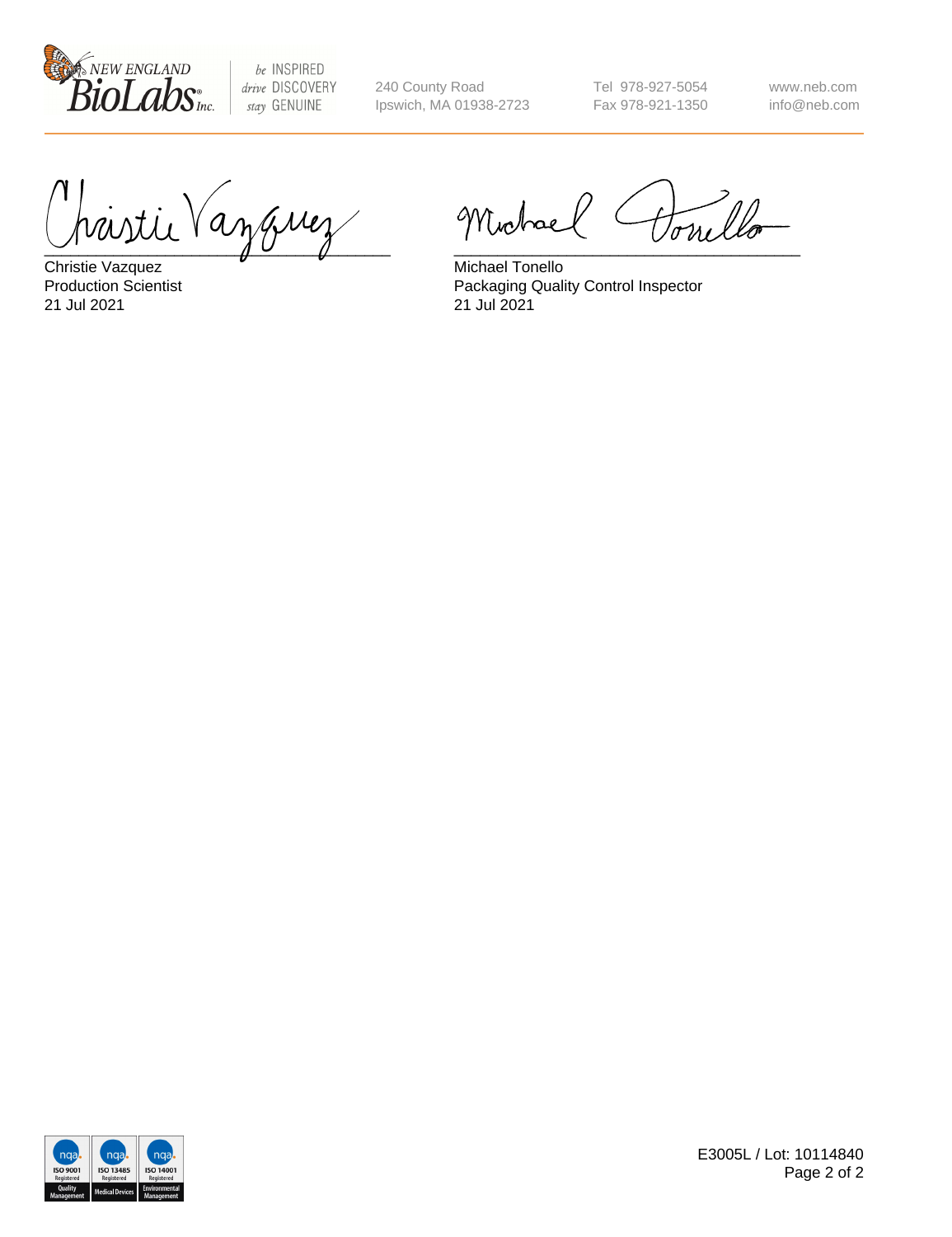Christie Vazquez
Production Scientist
21 Jul 2021

Michael Tonello
Packaging Quality Control Inspector
21 Jul 2021

E3005L / Lot: 10114840